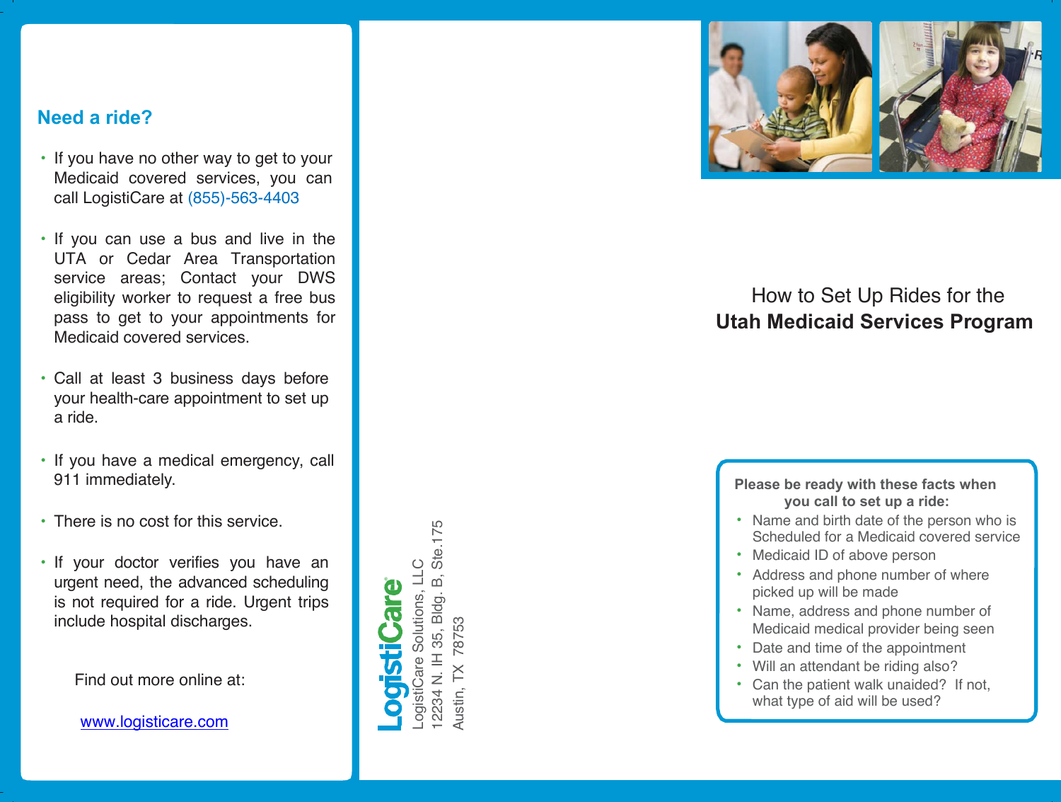## Need a ride?

- If you have no other way to get to your Medicaid covered services, you can call LogistiCare at (855)-563-4403
- If you can use a bus and live in the UTA or Cedar Area Transportation service areas; Contact your DWS eligibility worker to request a free bus pass to get to your appointments for Medicaid covered services.
- Call at least 3 business days before your health-care appointment to set up a ride.
- If you have a medical emergency, call 911 immediately.
- There is no cost for this service.
- If your doctor verifies you have an urgent need, the advanced scheduling is not required for a ride. Urgent trips include hospital discharges.

Find out more online at:

www.logisticare.com

LogistiCare®

LogistiCare Solutions, LLC
12234 N. IH 35, Bldg. B, Ste.175
Austin, TX 78753

How to Set Up Rides for the
**Utah Medicaid Services Program**

**Please be ready with these facts when you call to set up a ride:**

- Name and birth date of the person who is Scheduled for a Medicaid covered service
- Medicaid ID of above person
- Address and phone number of where picked up will be made
- Name, address and phone number of Medicaid medical provider being seen
- Date and time of the appointment
- Will an attendant be riding also?
- Can the patient walk unaided? If not, what type of aid will be used?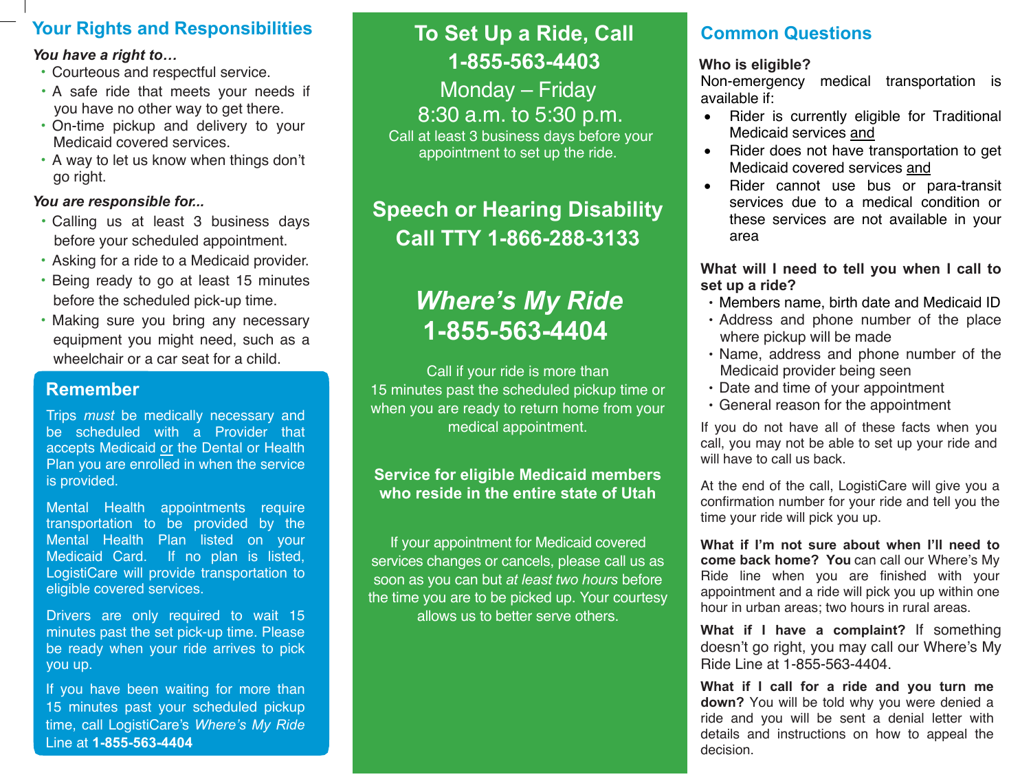## Your Rights and Responsibilities

*You have a right to…*

- Courteous and respectful service.
- A safe ride that meets your needs if you have no other way to get there.
- On-time pickup and delivery to your Medicaid covered services.
- A way to let us know when things don't go right.

*You are responsible for...*

- Calling us at least 3 business days before your scheduled appointment.
- Asking for a ride to a Medicaid provider.
- Being ready to go at least 15 minutes before the scheduled pick-up time.
- Making sure you bring any necessary equipment you might need, such as a wheelchair or a car seat for a child.

### Remember

Trips *must* be medically necessary and be scheduled with a Provider that accepts Medicaid or the Dental or Health Plan you are enrolled in when the service is provided.

Mental Health appointments require transportation to be provided by the Mental Health Plan listed on your Medicaid Card. If no plan is listed, LogistiCare will provide transportation to eligible covered services.

Drivers are only required to wait 15 minutes past the set pick-up time. Please be ready when your ride arrives to pick you up.

If you have been waiting for more than 15 minutes past your scheduled pickup time, call LogistiCare's *Where's My Ride* Line at **1-855-563-4404**

## To Set Up a Ride, Call 1-855-563-4403

Monday – Friday
8:30 a.m. to 5:30 p.m.

Call at least 3 business days before your appointment to set up the ride.

## Speech or Hearing Disability Call TTY 1-866-288-3133

## *Where's My Ride* 1-855-563-4404

Call if your ride is more than 15 minutes past the scheduled pickup time or when you are ready to return home from your medical appointment.

**Service for eligible Medicaid members who reside in the entire state of Utah**

If your appointment for Medicaid covered services changes or cancels, please call us as soon as you can but *at least two hours* before the time you are to be picked up. Your courtesy allows us to better serve others.

## Common Questions

**Who is eligible?**
Non-emergency medical transportation is available if:

- Rider is currently eligible for Traditional Medicaid services and
- Rider does not have transportation to get Medicaid covered services and
- Rider cannot use bus or para-transit services due to a medical condition or these services are not available in your area

**What will I need to tell you when I call to set up a ride?**

- Members name, birth date and Medicaid ID
- Address and phone number of the place where pickup will be made
- Name, address and phone number of the Medicaid provider being seen
- Date and time of your appointment
- General reason for the appointment

If you do not have all of these facts when you call, you may not be able to set up your ride and will have to call us back.

At the end of the call, LogistiCare will give you a confirmation number for your ride and tell you the time your ride will pick you up.

**What if I'm not sure about when I'll need to come back home? You** can call our Where's My Ride line when you are finished with your appointment and a ride will pick you up within one hour in urban areas; two hours in rural areas.

**What if I have a complaint?** If something doesn't go right, you may call our Where's My Ride Line at 1-855-563-4404.

**What if I call for a ride and you turn me down?** You will be told why you were denied a ride and you will be sent a denial letter with details and instructions on how to appeal the decision.